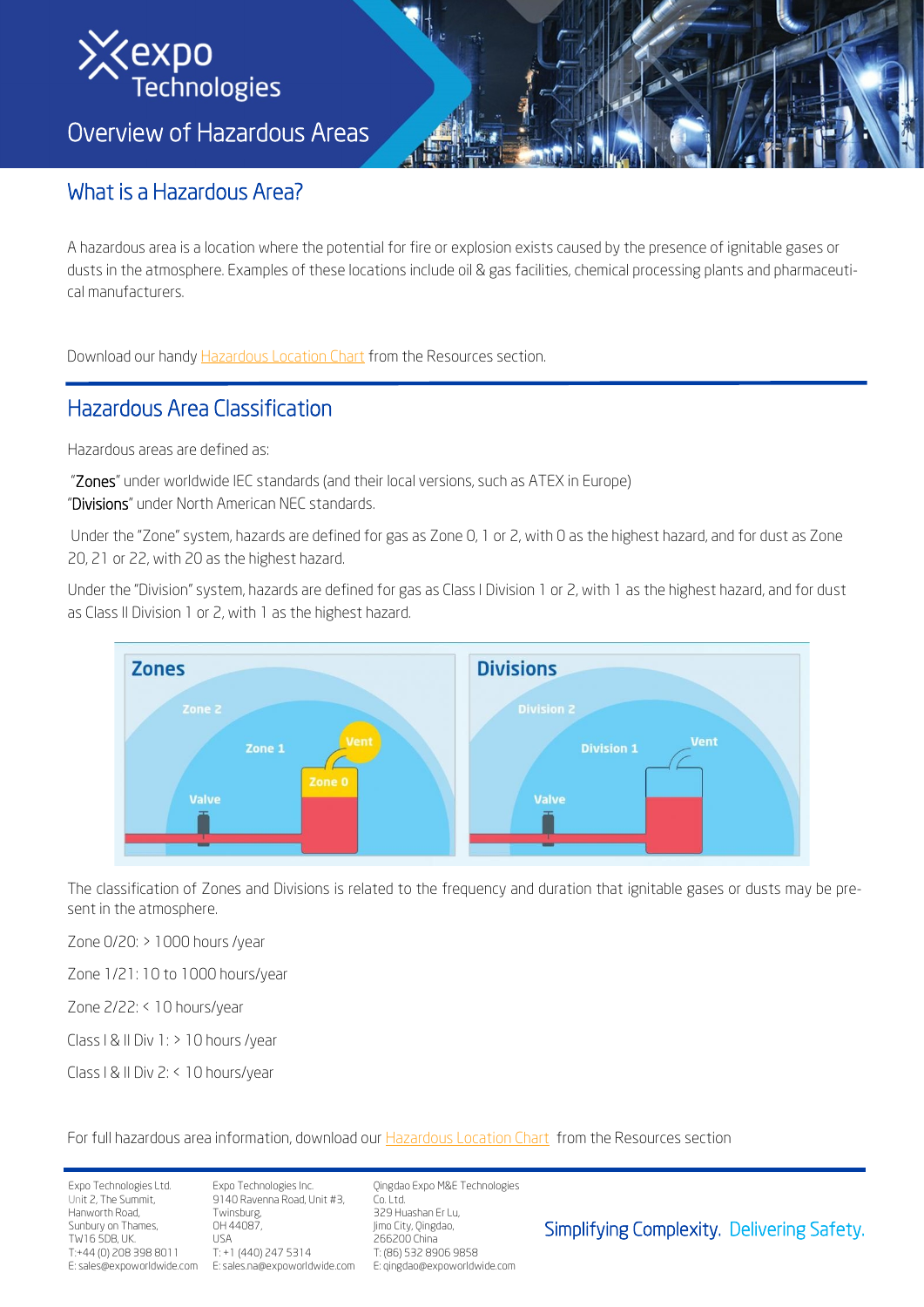# Overview of Hazardous Areas

## What is a Hazardous Area?

A hazardous area is a location where the potential for fire or explosion exists caused by the presence of ignitable gases or dusts in the atmosphere. Examples of these locations include oil & gas facilities, chemical processing plants and pharmaceutical manufacturers.

Download our handy Hazardous Location Chart from the Resources section.

## Hazardous Area Classification

Hazardous areas are defined as:

"**Zones**" under worldwide IEC standards (and their local versions, such as ATEX in Europe)
"**Divisions**" under North American NEC standards.

Under the "Zone" system, hazards are defined for gas as Zone 0, 1 or 2, with 0 as the highest hazard, and for dust as Zone 20, 21 or 22, with 20 as the highest hazard.

Under the "Division" system, hazards are defined for gas as Class I Division 1 or 2, with 1 as the highest hazard, and for dust as Class II Division 1 or 2, with 1 as the highest hazard.

The classification of Zones and Divisions is related to the frequency and duration that ignitable gases or dusts may be present in the atmosphere.

Zone 0/20: > 1000 hours /year

Zone 1/21: 10 to 1000 hours/year

Zone 2/22: < 10 hours/year

Class I & II Div 1: > 10 hours /year

Class I & II Div 2: < 10 hours/year

For full hazardous area information, download our Hazardous Location Chart from the Resources section

Expo Technologies Ltd.
Unit 2, The Summit,
Hanworth Road,
Sunbury on Thames,
TW16 5DB, UK.
T:+44 (0) 208 398 8011
E: sales@expoworldwide.com

Expo Technologies Inc.
9140 Ravenna Road, Unit #3,
Twinsburg,
OH 44087,
USA
T: +1 (440) 247 5314
E: sales.na@expoworldwide.com

Qingdao Expo M&E Technologies Co. Ltd.
329 Huashan Er Lu,
Jimo City, Qingdao,
266200 China
T: (86) 532 8906 9858
E: qingdao@expoworldwide.com

Simplifying Complexity. Delivering Safety.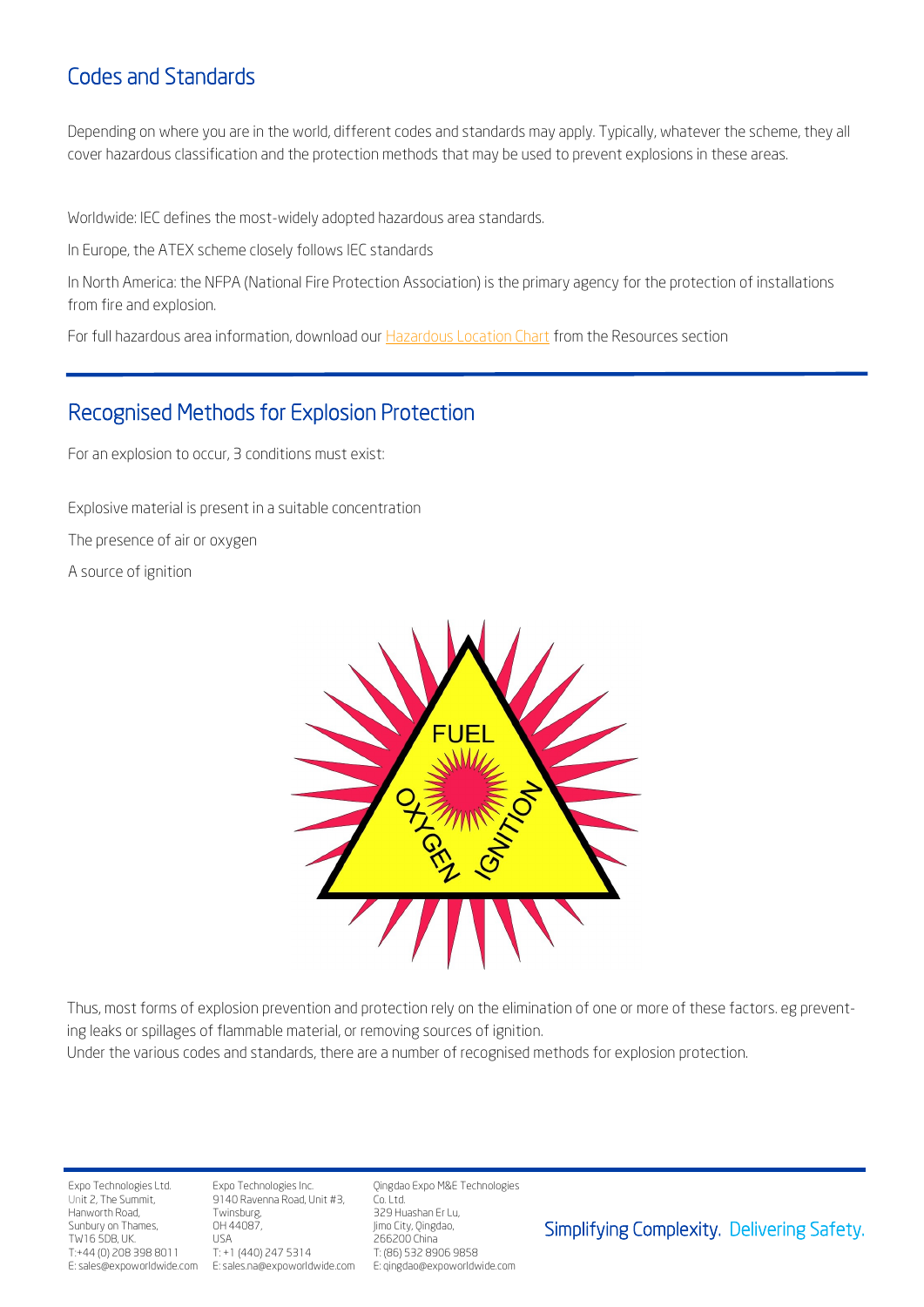## Codes and Standards

Depending on where you are in the world, different codes and standards may apply. Typically, whatever the scheme, they all cover hazardous classification and the protection methods that may be used to prevent explosions in these areas.

Worldwide: IEC defines the most-widely adopted hazardous area standards.

In Europe, the ATEX scheme closely follows IEC standards

In North America: the NFPA (National Fire Protection Association) is the primary agency for the protection of installations from fire and explosion.

For full hazardous area information, download our Hazardous Location Chart from the Resources section

## Recognised Methods for Explosion Protection

For an explosion to occur, 3 conditions must exist:

Explosive material is present in a suitable concentration

The presence of air or oxygen

A source of ignition

FUEL
OXYGEN
IGNITION

Thus, most forms of explosion prevention and protection rely on the elimination of one or more of these factors. eg preventing leaks or spillages of flammable material, or removing sources of ignition.
Under the various codes and standards, there are a number of recognised methods for explosion protection.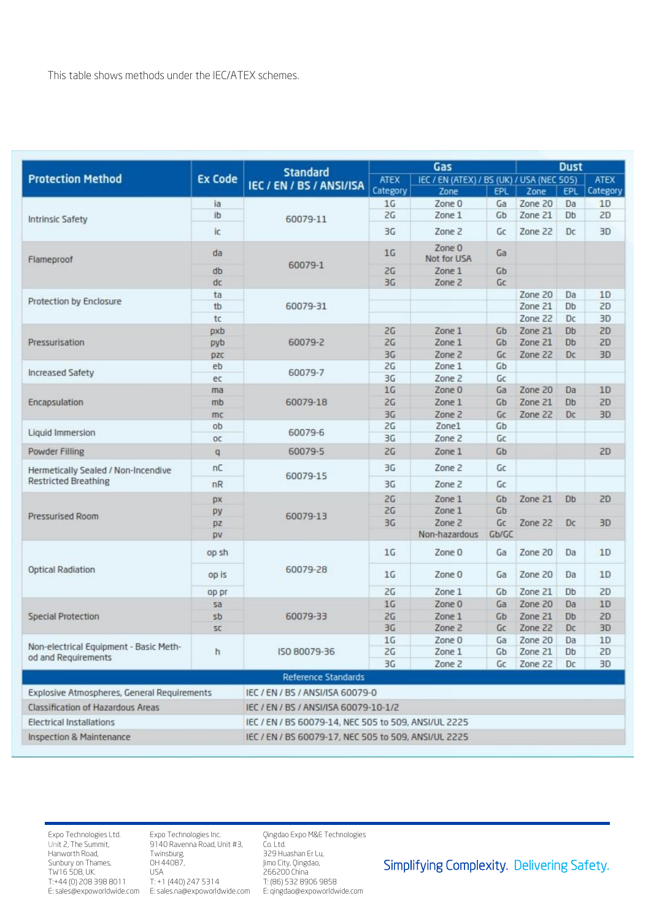This table shows methods under the IEC/ATEX schemes.

| Protection Method | Ex Code | Standard IEC / EN / BS / ANSI/ISA | Gas | | | Dust | | |
|---|---|---|---|---|---|---|---|---|
| | | | ATEX Category | IEC / EN (ATEX) / BS (UK) / USA (NEC 505) | | | | ATEX Category |
| | | | | Zone | EPL | Zone | EPL | |
| Intrinsic Safety | ia | 60079-11 | 1G | Zone 0 | Ga | Zone 20 | Da | 1D |
| | ib | | 2G | Zone 1 | Gb | Zone 21 | Db | 2D |
| | ic | | 3G | Zone 2 | Gc | Zone 22 | Dc | 3D |
| Flameproof | da | 60079-1 | 1G | Zone 0 Not for USA | Ga | | | |
| | db | | 2G | Zone 1 | Gb | | | |
| | dc | | 3G | Zone 2 | Gc | | | |
| Protection by Enclosure | ta | 60079-31 | | | | Zone 20 | Da | 1D |
| | tb | | | | | Zone 21 | Db | 2D |
| | tc | | | | | Zone 22 | Dc | 3D |
| Pressurisation | pxb | 60079-2 | 2G | Zone 1 | Gb | Zone 21 | Db | 2D |
| | pyb | | 2G | Zone 1 | Gb | Zone 21 | Db | 2D |
| | pzc | | 3G | Zone 2 | Gc | Zone 22 | Dc | 3D |
| Increased Safety | eb | 60079-7 | 2G | Zone 1 | Gb | | | |
| | ec | | 3G | Zone 2 | Gc | | | |
| Encapsulation | ma | 60079-18 | 1G | Zone 0 | Ga | Zone 20 | Da | 1D |
| | mb | | 2G | Zone 1 | Gb | Zone 21 | Db | 2D |
| | mc | | 3G | Zone 2 | Gc | Zone 22 | Dc | 3D |
| Liquid Immersion | ob | 60079-6 | 2G | Zone1 | Gb | | | |
| | oc | | 3G | Zone 2 | Gc | | | |
| Powder Filling | q | 60079-5 | 2G | Zone 1 | Gb | | | 2D |
| Hermetically Sealed / Non-Incendive Restricted Breathing | nC | 60079-15 | 3G | Zone 2 | Gc | | | |
| | nR | | 3G | Zone 2 | Gc | | | |
| Pressurised Room | px | 60079-13 | 2G | Zone 1 | Gb | Zone 21 | Db | 2D |
| | py | | 2G | Zone 1 | Gb | | | |
| | pz | | 3G | Zone 2 | Gc | Zone 22 | Dc | 3D |
| | pv | | | Non-hazardous | Gb/GC | | | |
| Optical Radiation | op sh | 60079-28 | 1G | Zone 0 | Ga | Zone 20 | Da | 1D |
| | op is | | 1G | Zone 0 | Ga | Zone 20 | Da | 1D |
| | op pr | | 2G | Zone 1 | Gb | Zone 21 | Db | 2D |
| Special Protection | sa | 60079-33 | 1G | Zone 0 | Ga | Zone 20 | Da | 1D |
| | sb | | 2G | Zone 1 | Gb | Zone 21 | Db | 2D |
| | sc | | 3G | Zone 2 | Gc | Zone 22 | Dc | 3D |
| Non-electrical Equipment - Basic Method and Requirements | h | ISO 80079-36 | 1G | Zone 0 | Ga | Zone 20 | Da | 1D |
| | | | 2G | Zone 1 | Gb | Zone 21 | Db | 2D |
| | | | 3G | Zone 2 | Gc | Zone 22 | Dc | 3D |

| Reference Standards | |
|---|---|
| Explosive Atmospheres, General Requirements | IEC / EN / BS / ANSI/ISA 60079-0 |
| Classification of Hazardous Areas | IEC / EN / BS / ANSI/ISA 60079-10-1/2 |
| Electrical Installations | IEC / EN / BS 60079-14, NEC 505 to 509, ANSI/UL 2225 |
| Inspection & Maintenance | IEC / EN / BS 60079-17, NEC 505 to 509, ANSI/UL 2225 |

Expo Technologies Ltd.
Unit 2, The Summit,
Hanworth Road,
Sunbury on Thames,
TW16 5DB, UK.
T:+44 (0) 208 398 8011
E: sales@expoworldwide.com

Expo Technologies Inc.
9140 Ravenna Road, Unit #3,
Twinsburg,
OH 44087,
USA
T: +1 (440) 247 5314
E: sales.na@expoworldwide.com

Qingdao Expo M&E Technologies Co. Ltd.
329 Huashan Er Lu,
Jimo City, Qingdao,
266200 China
T: (86) 532 8906 9858
E: qingdao@expoworldwide.com

Simplifying Complexity. Delivering Safety.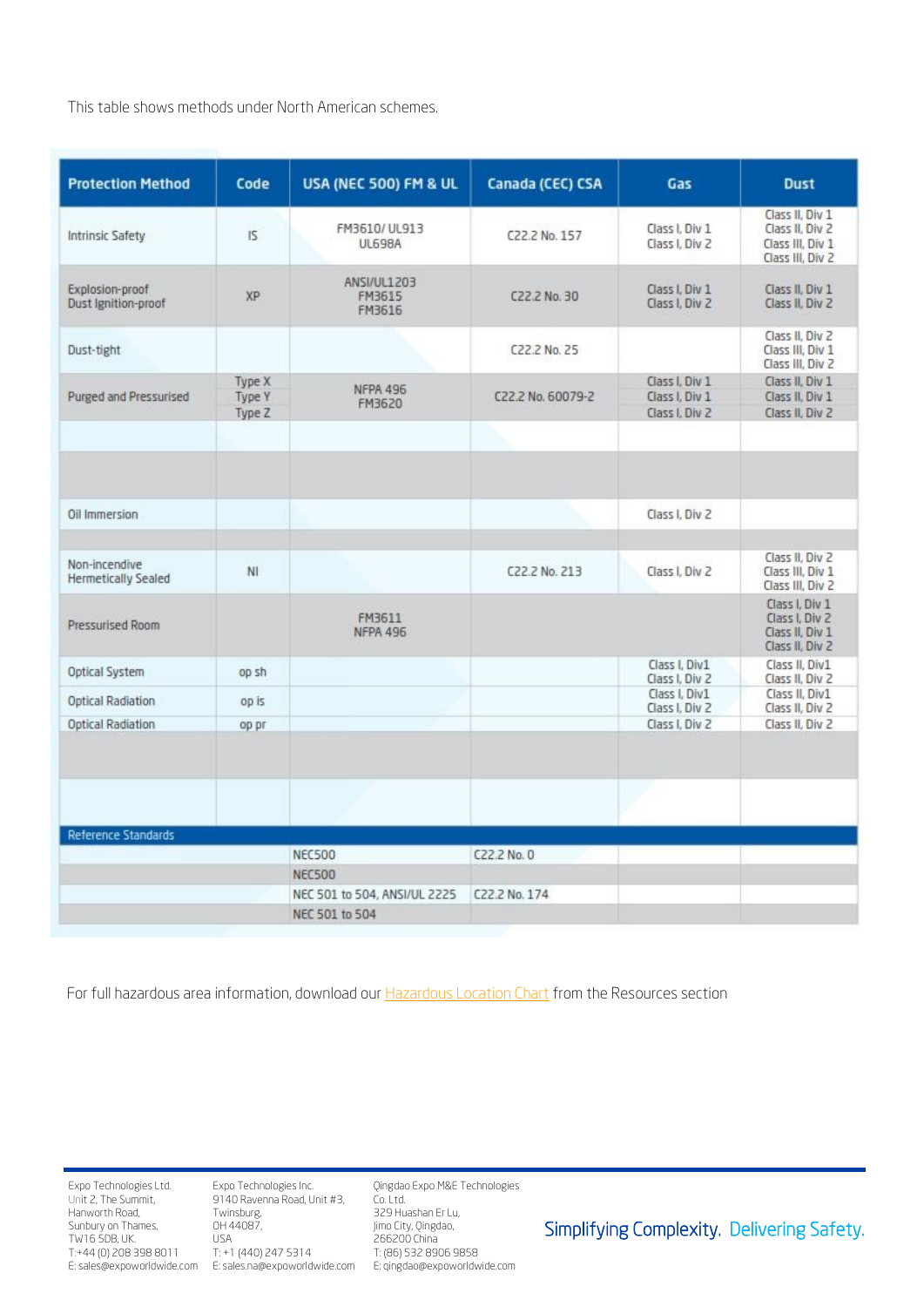This table shows methods under North American schemes.

| Protection Method | Code | USA (NEC 500) FM & UL | Canada (CEC) CSA | Gas | Dust |
|---|---|---|---|---|---|
| Intrinsic Safety | IS | FM3610/ UL913<br>UL698A | C22.2 No. 157 | Class I, Div 1<br>Class I, Div 2 | Class II, Div 1<br>Class II, Div 2<br>Class III, Div 1<br>Class III, Div 2 |
| Explosion-proof<br>Dust Ignition-proof | XP | ANSI/UL1203<br>FM3615<br>FM3616 | C22.2 No. 30 | Class I, Div 1<br>Class I, Div 2 | Class II, Div 1<br>Class II, Div 2 |
| Dust-tight | | | C22.2 No. 25 | | Class II, Div 2<br>Class III, Div 1<br>Class III, Div 2 |
| Purged and Pressurised | Type X<br>Type Y<br>Type Z | NFPA 496<br>FM3620 | C22.2 No. 60079-2 | Class I, Div 1<br>Class I, Div 1<br>Class I, Div 2 | Class II, Div 1<br>Class II, Div 1<br>Class II, Div 2 |
| | | | | | |
| | | | | | |
| Oil Immersion | | | | Class I, Div 2 | |
| | | | | | |
| Non-incendive<br>Hermetically Sealed | NI | | C22.2 No. 213 | Class I, Div 2 | Class II, Div 2<br>Class III, Div 1<br>Class III, Div 2 |
| Pressurised Room | | FM3611<br>NFPA 496 | | | Class I, Div 1<br>Class I, Div 2<br>Class II, Div 1<br>Class II, Div 2 |
| Optical System | op sh | | | Class I, Div1<br>Class I, Div 2 | Class II, Div1<br>Class II, Div 2 |
| Optical Radiation | op is | | | Class I, Div1<br>Class I, Div 2 | Class II, Div1<br>Class II, Div 2 |
| Optical Radiation | op pr | | | Class I, Div 2 | Class II, Div 2 |
| | | | | | |
| | | | | | |
| **Reference Standards** | | | | | |
| | | NEC500 | C22.2 No. 0 | | |
| | | NEC500 | | | |
| | | NEC 501 to 504, ANSI/UL 2225 | C22.2 No. 174 | | |
| | | NEC 501 to 504 | | | |

For full hazardous area information, download our Hazardous Location Chart from the Resources section

Expo Technologies Ltd.
Unit 2, The Summit,
Hanworth Road,
Sunbury on Thames,
TW16 5DB, UK.
T:+44 (0) 208 398 8011
E: sales@expoworldwide.com

Expo Technologies Inc.
9140 Ravenna Road, Unit #3,
Twinsburg,
OH 44087,
USA
T: +1 (440) 247 5314
E: sales.na@expoworldwide.com

Qingdao Expo M&E Technologies Co. Ltd.
329 Huashan Er Lu,
Jimo City, Qingdao,
266200 China
T: (86) 532 8906 9858
E: qingdao@expoworldwide.com

Simplifying Complexity. Delivering Safety.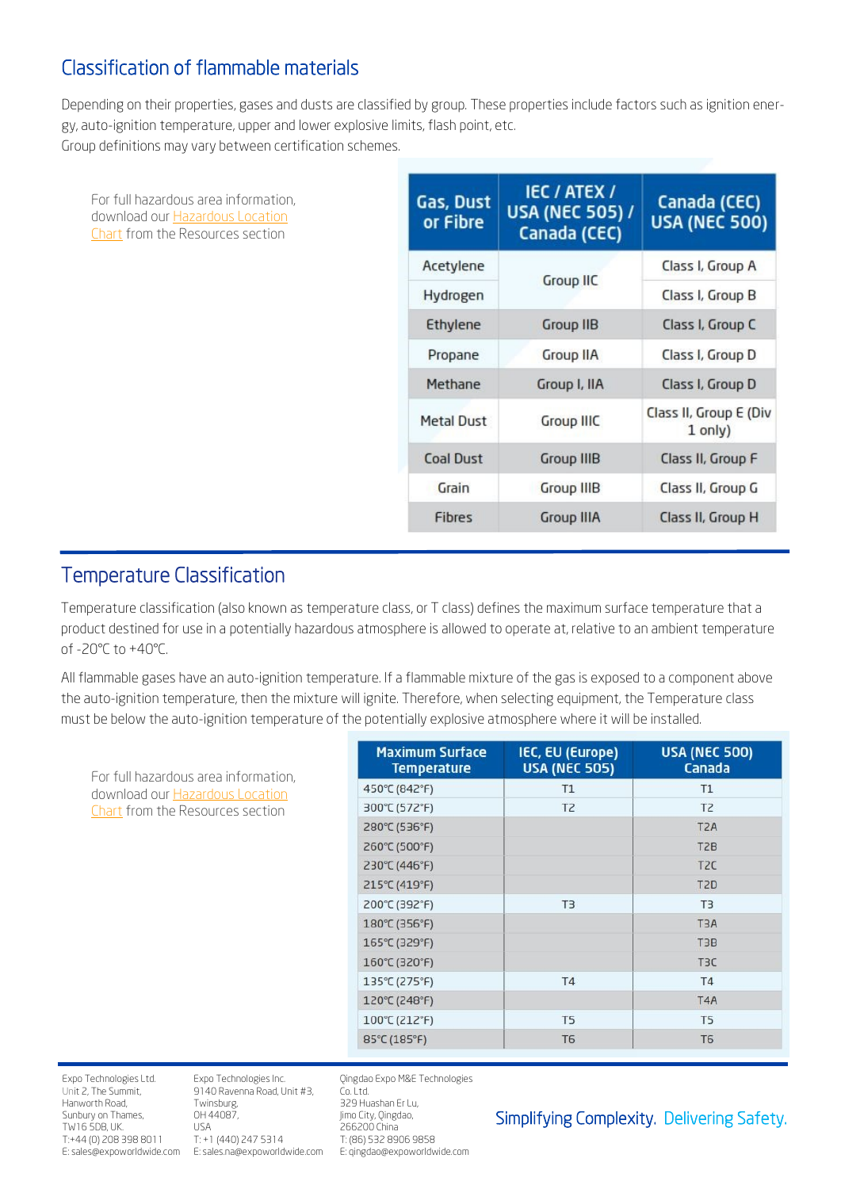## Classification of flammable materials

Depending on their properties, gases and dusts are classified by group. These properties include factors such as ignition energy, auto-ignition temperature, upper and lower explosive limits, flash point, etc.
Group definitions may vary between certification schemes.

For full hazardous area information, download our Hazardous Location Chart from the Resources section

| Gas, Dust or Fibre | IEC / ATEX / USA (NEC 505) / Canada (CEC) | Canada (CEC) USA (NEC 500) |
|---|---|---|
| Acetylene | Group IIC | Class I, Group A |
| Hydrogen | | Class I, Group B |
| Ethylene | Group IIB | Class I, Group C |
| Propane | Group IIA | Class I, Group D |
| Methane | Group I, IIA | Class I, Group D |
| Metal Dust | Group IIIC | Class II, Group E (Div 1 only) |
| Coal Dust | Group IIIB | Class II, Group F |
| Grain | Group IIIB | Class II, Group G |
| Fibres | Group IIIA | Class II, Group H |

## Temperature Classification

Temperature classification (also known as temperature class, or T class) defines the maximum surface temperature that a product destined for use in a potentially hazardous atmosphere is allowed to operate at, relative to an ambient temperature of -20°C to +40°C.

All flammable gases have an auto-ignition temperature. If a flammable mixture of the gas is exposed to a component above the auto-ignition temperature, then the mixture will ignite. Therefore, when selecting equipment, the Temperature class must be below the auto-ignition temperature of the potentially explosive atmosphere where it will be installed.

For full hazardous area information, download our Hazardous Location Chart from the Resources section

| Maximum Surface Temperature | IEC, EU (Europe) USA (NEC 505) | USA (NEC 500) Canada |
|---|---|---|
| 450°C (842°F) | T1 | T1 |
| 300°C (572°F) | T2 | T2 |
| 280°C (536°F) | | T2A |
| 260°C (500°F) | | T2B |
| 230°C (446°F) | | T2C |
| 215°C (419°F) | | T2D |
| 200°C (392°F) | T3 | T3 |
| 180°C (356°F) | | T3A |
| 165°C (329°F) | | T3B |
| 160°C (320°F) | | T3C |
| 135°C (275°F) | T4 | T4 |
| 120°C (248°F) | | T4A |
| 100°C (212°F) | T5 | T5 |
| 85°C (185°F) | T6 | T6 |

Expo Technologies Ltd.
Unit 2, The Summit,
Hanworth Road,
Sunbury on Thames,
TW16 5DB, UK.
T:+44 (0) 208 398 8011
E: sales@expoworldwide.com

Expo Technologies Inc.
9140 Ravenna Road, Unit #3,
Twinsburg,
OH 44087,
USA
T: +1 (440) 247 5314
E: sales.na@expoworldwide.com

Qingdao Expo M&E Technologies Co. Ltd.
329 Huashan Er Lu,
Jimo City, Qingdao,
266200 China
T: (86) 532 8906 9858
E: qingdao@expoworldwide.com

Simplifying Complexity. Delivering Safety.